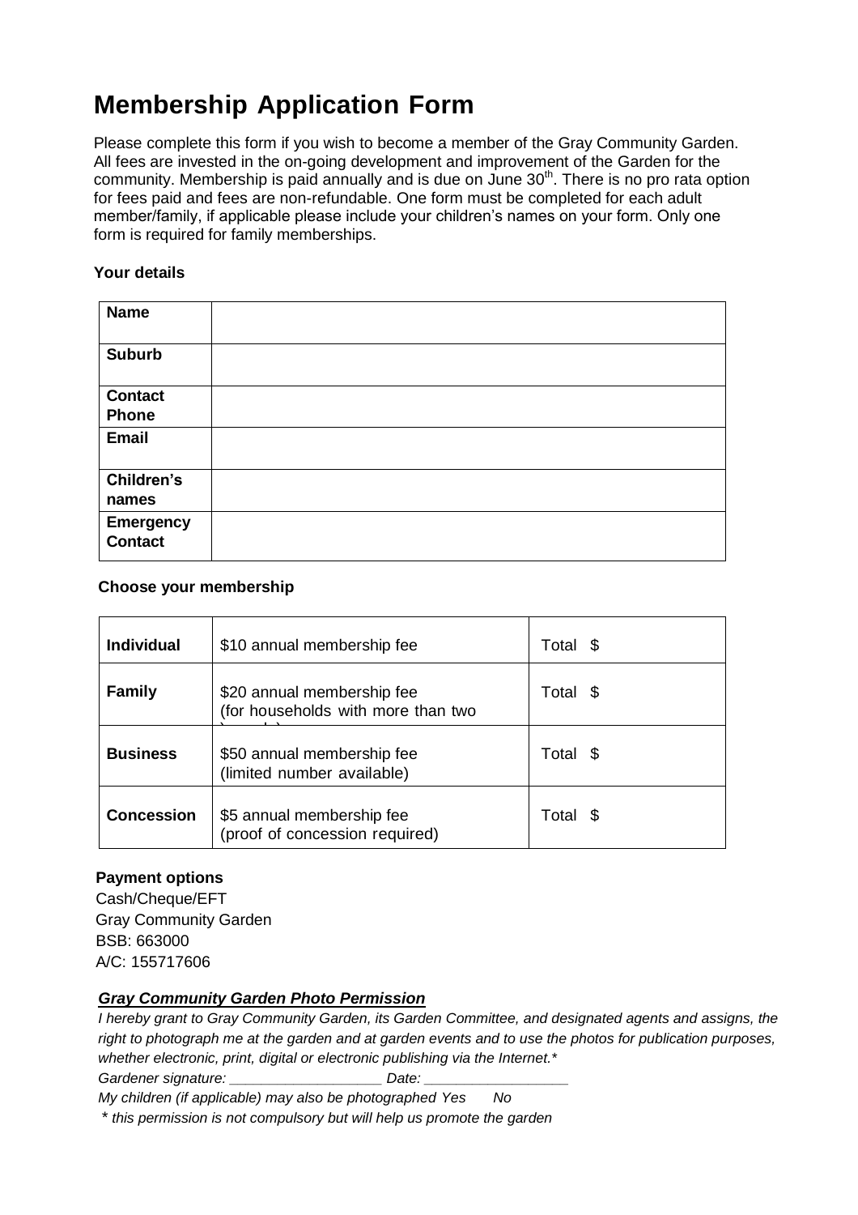# Membership Application Form

Please complete this form if you wish to become a member of the Gray Community Garden. All fees are invested in the on-going development and improvement of the Garden for the community. Membership is paid annually and is due on June 30th. There is no pro rata option for fees paid and fees are non-refundable. One form must be completed for each adult member/family, if applicable please include your children's names on your form. Only one form is required for family memberships.

**Your details**

| | |
|---|---|
| **Name** | |
| **Suburb** | |
| **Contact Phone** | |
| **Email** | |
| **Children's names** | |
| **Emergency Contact** | |

**Choose your membership**

| | | |
|---|---|---|
| **Individual** | $10 annual membership fee | Total $ |
| **Family** | $20 annual membership fee (for households with more than two | Total $ |
| **Business** | $50 annual membership fee (limited number available) | Total $ |
| **Concession** | $5 annual membership fee (proof of concession required) | Total $ |

**Payment options**

Cash/Cheque/EFT
Gray Community Garden
BSB: 663000
A/C: 155717606

***Gray Community Garden Photo Permission***

*I hereby grant to Gray Community Garden, its Garden Committee, and designated agents and assigns, the right to photograph me at the garden and at garden events and to use the photos for publication purposes, whether electronic, print, digital or electronic publishing via the Internet.**

*Gardener signature: ___________________ Date: _________________*

*My children (if applicable) may also be photographed Yes No*

** this permission is not compulsory but will help us promote the garden*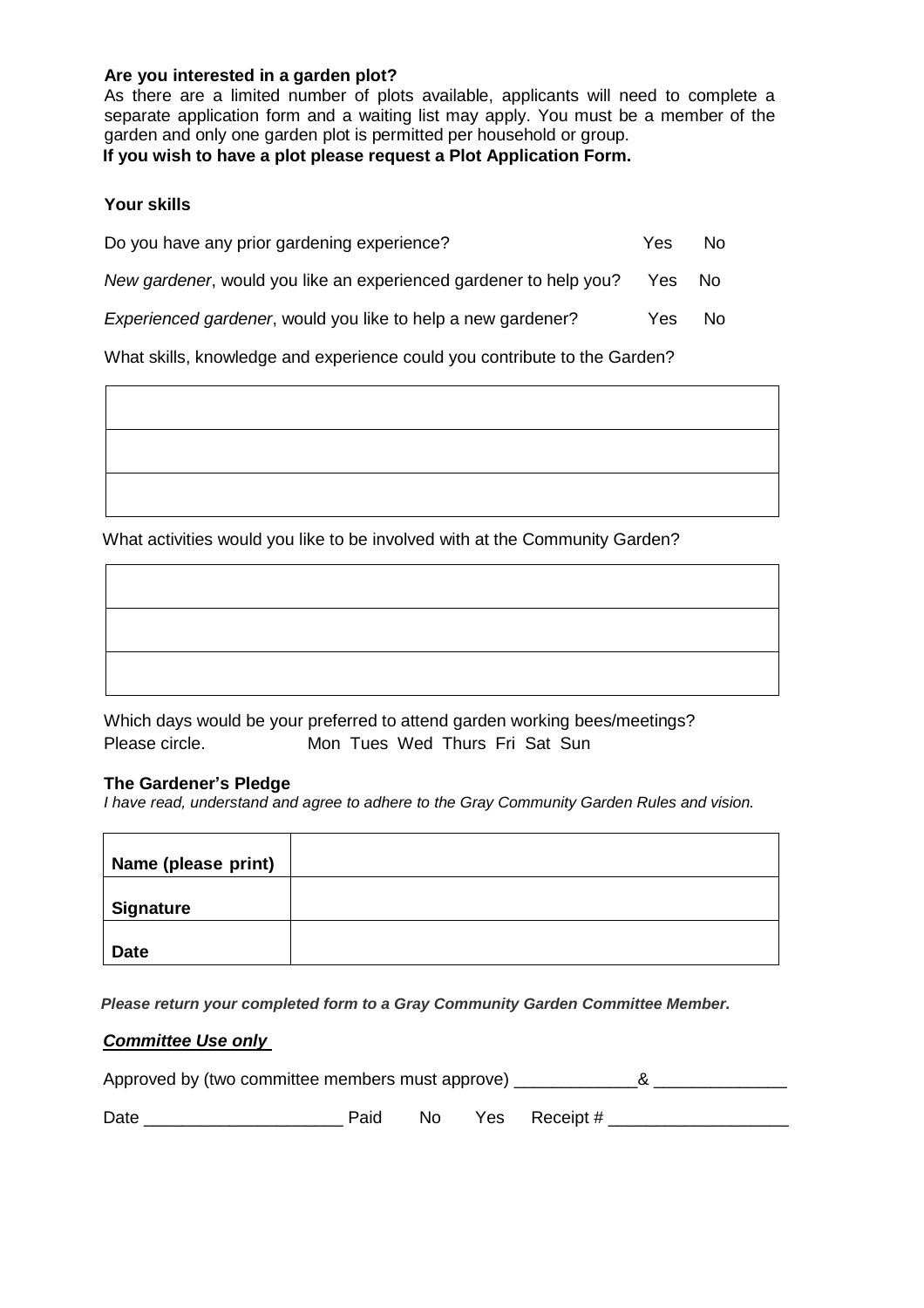**Are you interested in a garden plot?**

As there are a limited number of plots available, applicants will need to complete a separate application form and a waiting list may apply. You must be a member of the garden and only one garden plot is permitted per household or group.

**If you wish to have a plot please request a Plot Application Form.**

**Your skills**

Do you have any prior gardening experience? Yes No

*New gardener*, would you like an experienced gardener to help you? Yes No

*Experienced gardener*, would you like to help a new gardener? Yes No

What skills, knowledge and experience could you contribute to the Garden?

| |
|---|
| |
| |
| |

What activities would you like to be involved with at the Community Garden?

| |
|---|
| |
| |
| |

Which days would be your preferred to attend garden working bees/meetings?

Please circle. Mon Tues Wed Thurs Fri Sat Sun

**The Gardener's Pledge**

*I have read, understand and agree to adhere to the Gray Community Garden Rules and vision.*

| | |
|---|---|
| **Name (please print)** | |
| **Signature** | |
| **Date** | |

***Please return your completed form to a Gray Community Garden Committee Member.***

***Committee Use only***

Approved by (two committee members must approve) _____________& ______________

Date _____________________ Paid No Yes Receipt # ___________________